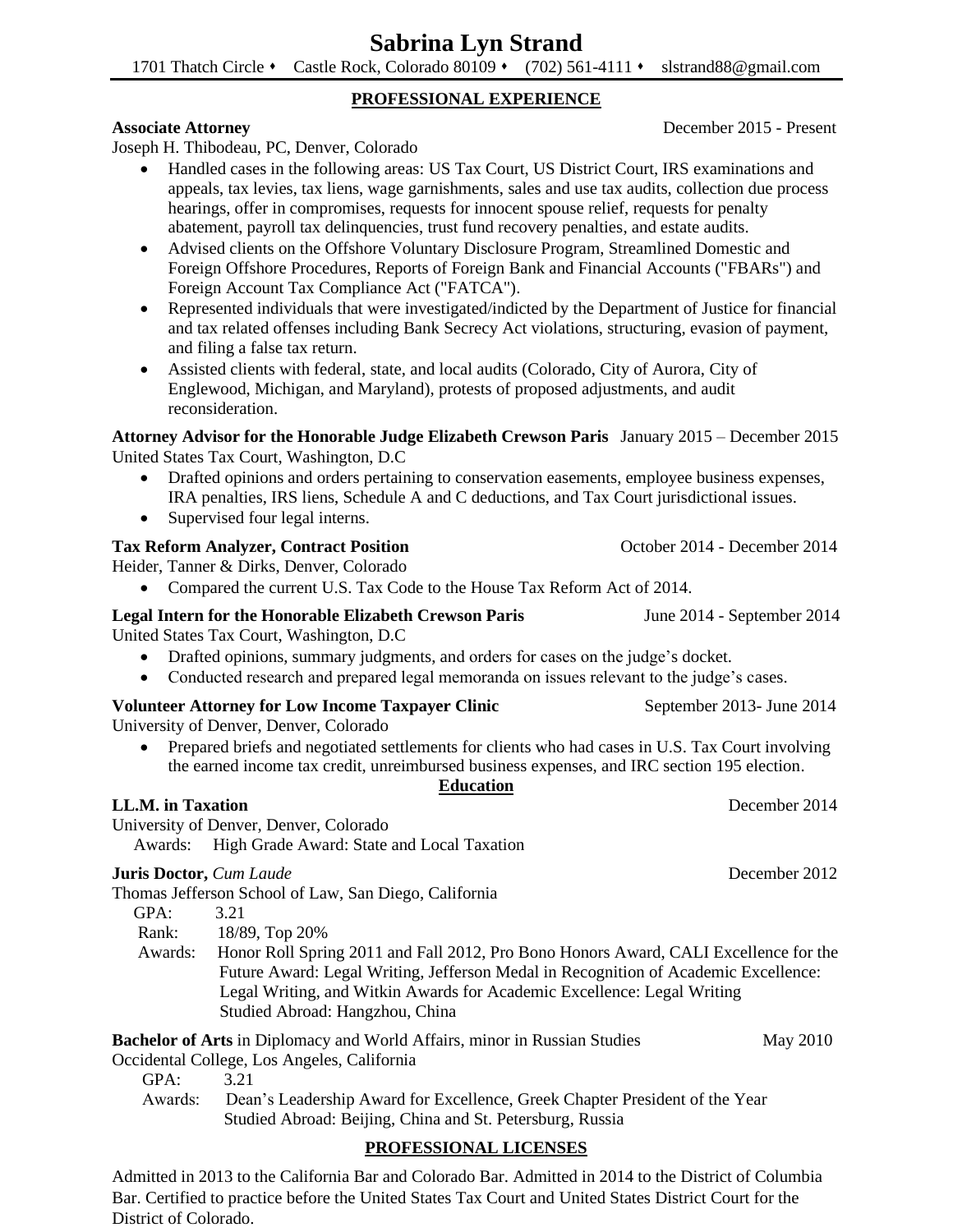# Sabrina Lyn Strand

1701 Thatch Circle ⬩ Castle Rock, Colorado 80109 ⬩ (702) 561-4111 ⬩ slstrand88@gmail.com

## PROFESSIONAL EXPERIENCE

**Associate Attorney** December 2015 - Present
Joseph H. Thibodeau, PC, Denver, Colorado

- Handled cases in the following areas: US Tax Court, US District Court, IRS examinations and appeals, tax levies, tax liens, wage garnishments, sales and use tax audits, collection due process hearings, offer in compromises, requests for innocent spouse relief, requests for penalty abatement, payroll tax delinquencies, trust fund recovery penalties, and estate audits.
- Advised clients on the Offshore Voluntary Disclosure Program, Streamlined Domestic and Foreign Offshore Procedures, Reports of Foreign Bank and Financial Accounts ("FBARs") and Foreign Account Tax Compliance Act ("FATCA").
- Represented individuals that were investigated/indicted by the Department of Justice for financial and tax related offenses including Bank Secrecy Act violations, structuring, evasion of payment, and filing a false tax return.
- Assisted clients with federal, state, and local audits (Colorado, City of Aurora, City of Englewood, Michigan, and Maryland), protests of proposed adjustments, and audit reconsideration.

**Attorney Advisor for the Honorable Judge Elizabeth Crewson Paris** January 2015 – December 2015
United States Tax Court, Washington, D.C

- Drafted opinions and orders pertaining to conservation easements, employee business expenses, IRA penalties, IRS liens, Schedule A and C deductions, and Tax Court jurisdictional issues.
- Supervised four legal interns.

**Tax Reform Analyzer, Contract Position** October 2014 - December 2014
Heider, Tanner & Dirks, Denver, Colorado

- Compared the current U.S. Tax Code to the House Tax Reform Act of 2014.

**Legal Intern for the Honorable Elizabeth Crewson Paris** June 2014 - September 2014
United States Tax Court, Washington, D.C

- Drafted opinions, summary judgments, and orders for cases on the judge's docket.
- Conducted research and prepared legal memoranda on issues relevant to the judge's cases.

**Volunteer Attorney for Low Income Taxpayer Clinic** September 2013- June 2014
University of Denver, Denver, Colorado

- Prepared briefs and negotiated settlements for clients who had cases in U.S. Tax Court involving the earned income tax credit, unreimbursed business expenses, and IRC section 195 election.

## Education

**LL.M. in Taxation** December 2014
University of Denver, Denver, Colorado
Awards: High Grade Award: State and Local Taxation

**Juris Doctor,** *Cum Laude* December 2012
Thomas Jefferson School of Law, San Diego, California
GPA: 3.21
Rank: 18/89, Top 20%
Awards: Honor Roll Spring 2011 and Fall 2012, Pro Bono Honors Award, CALI Excellence for the Future Award: Legal Writing, Jefferson Medal in Recognition of Academic Excellence: Legal Writing, and Witkin Awards for Academic Excellence: Legal Writing
Studied Abroad: Hangzhou, China

**Bachelor of Arts** in Diplomacy and World Affairs, minor in Russian Studies May 2010
Occidental College, Los Angeles, California
GPA: 3.21
Awards: Dean's Leadership Award for Excellence, Greek Chapter President of the Year
Studied Abroad: Beijing, China and St. Petersburg, Russia

## PROFESSIONAL LICENSES

Admitted in 2013 to the California Bar and Colorado Bar. Admitted in 2014 to the District of Columbia Bar. Certified to practice before the United States Tax Court and United States District Court for the District of Colorado.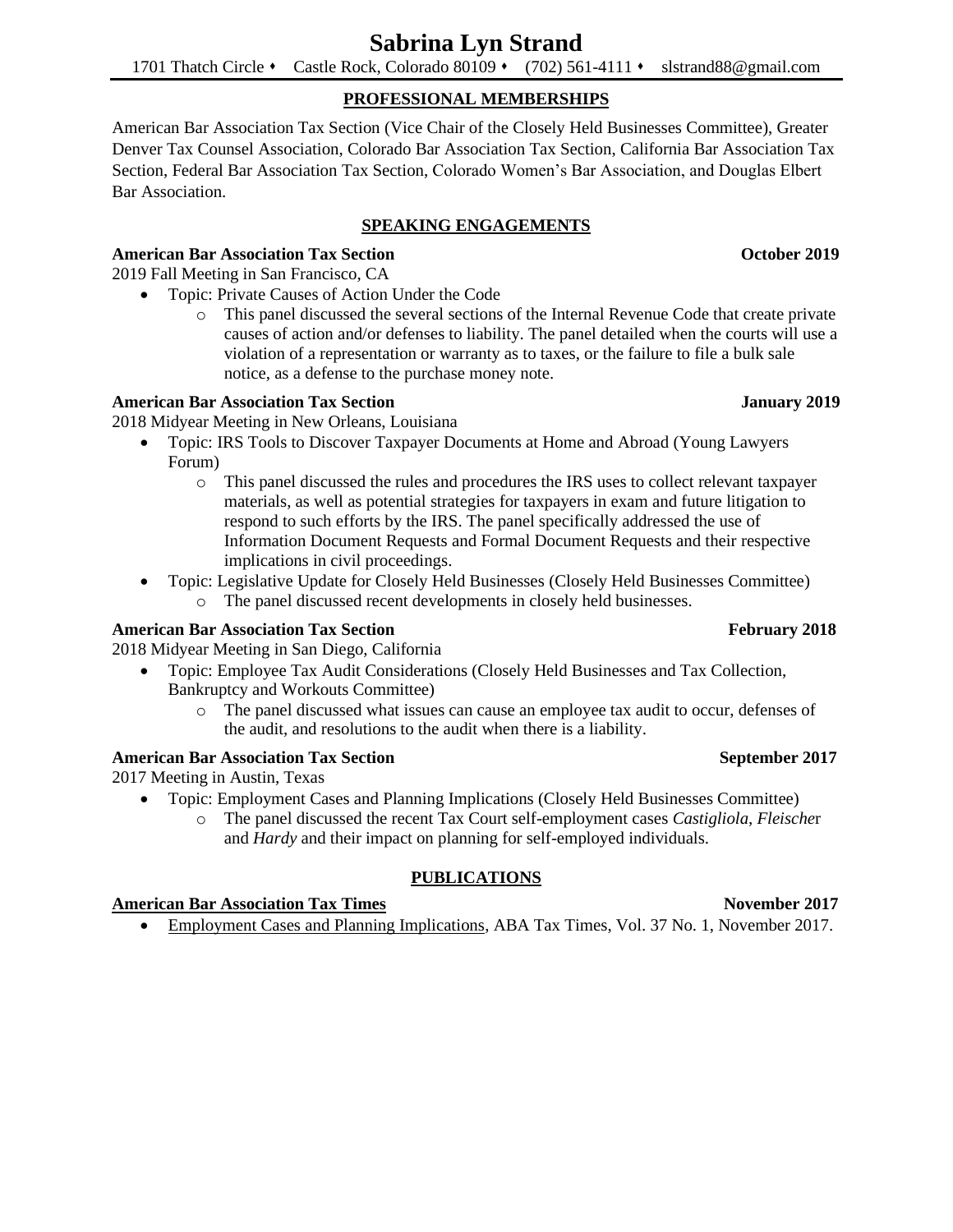# Sabrina Lyn Strand

1701 Thatch Circle • Castle Rock, Colorado 80109 • (702) 561-4111 • slstrand88@gmail.com

## PROFESSIONAL MEMBERSHIPS

American Bar Association Tax Section (Vice Chair of the Closely Held Businesses Committee), Greater Denver Tax Counsel Association, Colorado Bar Association Tax Section, California Bar Association Tax Section, Federal Bar Association Tax Section, Colorado Women's Bar Association, and Douglas Elbert Bar Association.

## SPEAKING ENGAGEMENTS

**American Bar Association Tax Section** **October 2019**

2019 Fall Meeting in San Francisco, CA

- Topic: Private Causes of Action Under the Code
  - This panel discussed the several sections of the Internal Revenue Code that create private causes of action and/or defenses to liability. The panel detailed when the courts will use a violation of a representation or warranty as to taxes, or the failure to file a bulk sale notice, as a defense to the purchase money note.

**American Bar Association Tax Section** **January 2019**

2018 Midyear Meeting in New Orleans, Louisiana

- Topic: IRS Tools to Discover Taxpayer Documents at Home and Abroad (Young Lawyers Forum)
  - This panel discussed the rules and procedures the IRS uses to collect relevant taxpayer materials, as well as potential strategies for taxpayers in exam and future litigation to respond to such efforts by the IRS. The panel specifically addressed the use of Information Document Requests and Formal Document Requests and their respective implications in civil proceedings.
- Topic: Legislative Update for Closely Held Businesses (Closely Held Businesses Committee)
  - The panel discussed recent developments in closely held businesses.

**American Bar Association Tax Section** **February 2018**

2018 Midyear Meeting in San Diego, California

- Topic: Employee Tax Audit Considerations (Closely Held Businesses and Tax Collection, Bankruptcy and Workouts Committee)
  - The panel discussed what issues can cause an employee tax audit to occur, defenses of the audit, and resolutions to the audit when there is a liability.

**American Bar Association Tax Section** **September 2017**

2017 Meeting in Austin, Texas

- Topic: Employment Cases and Planning Implications (Closely Held Businesses Committee)
  - The panel discussed the recent Tax Court self-employment cases *Castigliola*, *Fleischer* and *Hardy* and their impact on planning for self-employed individuals.

## PUBLICATIONS

**American Bar Association Tax Times** **November 2017**

- Employment Cases and Planning Implications, ABA Tax Times, Vol. 37 No. 1, November 2017.